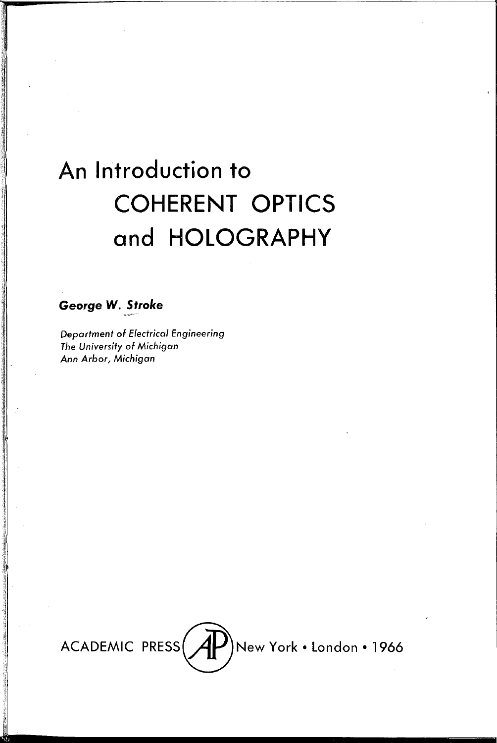# An Introduction to COHERENT OPTICS and HOLOGRAPHY

***George W. Stroke***

*Department of Electrical Engineering*
*The University of Michigan*
*Ann Arbor, Michigan*

ACADEMIC PRESS New York • London • 1966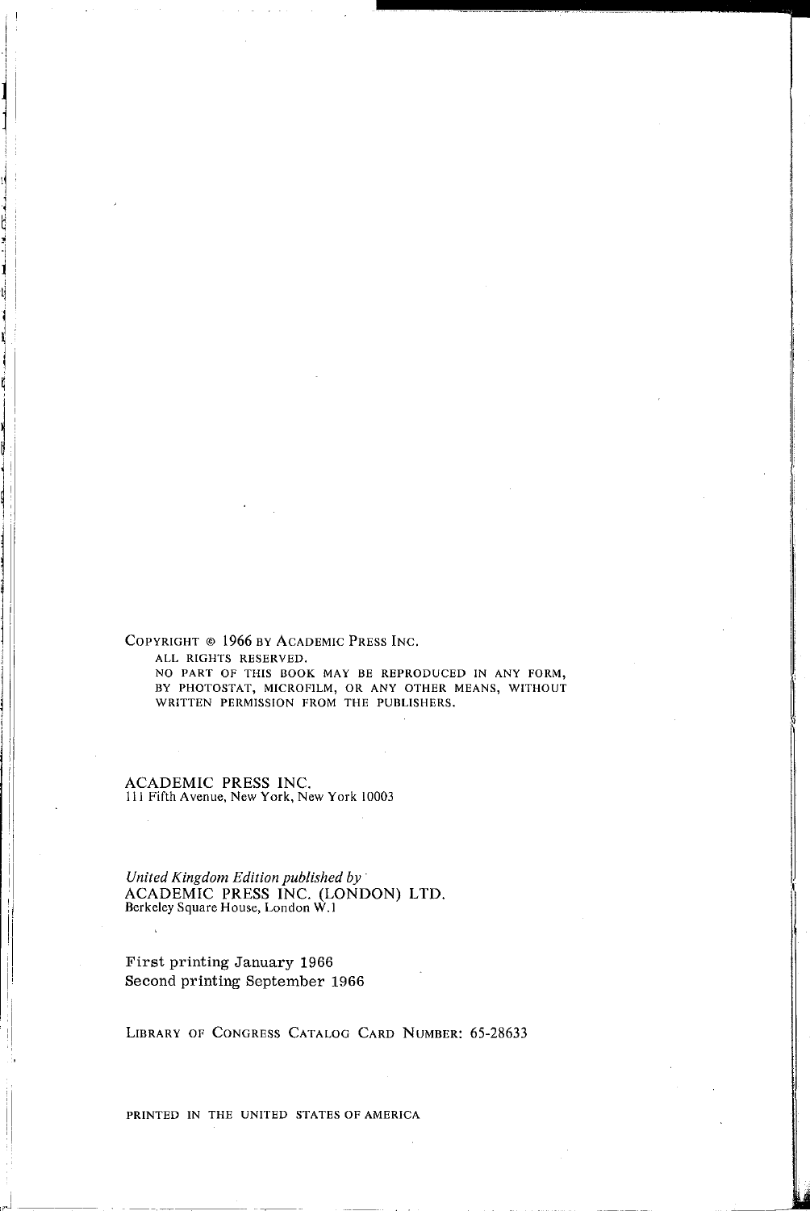COPYRIGHT © 1966 BY ACADEMIC PRESS INC.

ALL RIGHTS RESERVED.
NO PART OF THIS BOOK MAY BE REPRODUCED IN ANY FORM, BY PHOTOSTAT, MICROFILM, OR ANY OTHER MEANS, WITHOUT WRITTEN PERMISSION FROM THE PUBLISHERS.

ACADEMIC PRESS INC.
111 Fifth Avenue, New York, New York 10003

*United Kingdom Edition published by*
ACADEMIC PRESS INC. (LONDON) LTD.
Berkeley Square House, London W.1

First printing January 1966
Second printing September 1966

LIBRARY OF CONGRESS CATALOG CARD NUMBER: 65-28633

PRINTED IN THE UNITED STATES OF AMERICA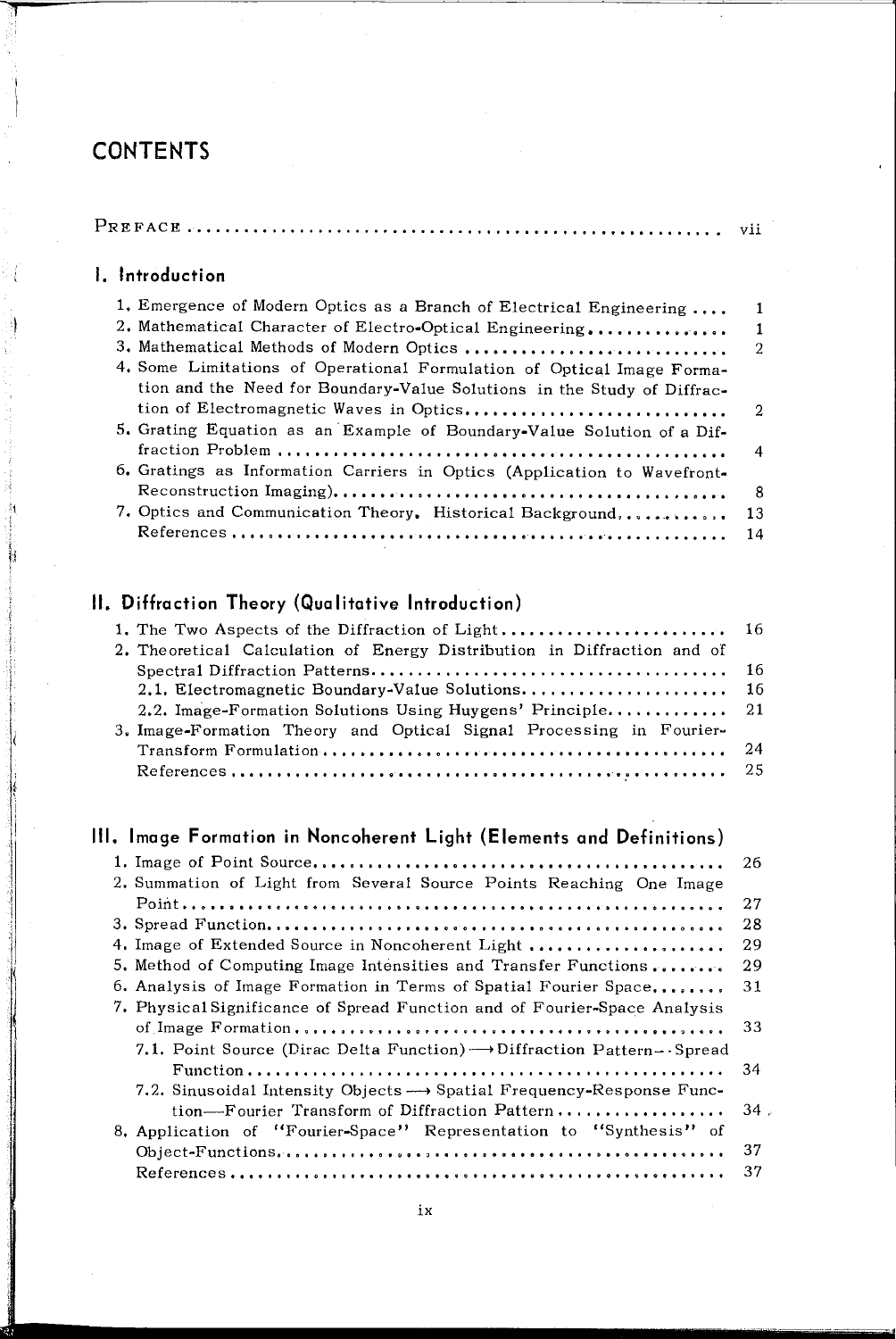# CONTENTS

PREFACE .......................................................... vii

## I. Introduction

1. Emergence of Modern Optics as a Branch of Electrical Engineering .... 1
2. Mathematical Character of Electro-Optical Engineering.............. 1
3. Mathematical Methods of Modern Optics ............................ 2
4. Some Limitations of Operational Formulation of Optical Image Formation and the Need for Boundary-Value Solutions in the Study of Diffraction of Electromagnetic Waves in Optics............................ 2
5. Grating Equation as an Example of Boundary-Value Solution of a Diffraction Problem .............................................. 4
6. Gratings as Information Carriers in Optics (Application to Wavefront-Reconstruction Imaging)........................................ 8
7. Optics and Communication Theory. Historical Background............ 13

References .................................................... 14

## II. Diffraction Theory (Qualitative Introduction)

1. The Two Aspects of the Diffraction of Light........................ 16
2. Theoretical Calculation of Energy Distribution in Diffraction and of Spectral Diffraction Patterns..................................... 16
   - 2.1. Electromagnetic Boundary-Value Solutions...................... 16
   - 2.2. Image-Formation Solutions Using Huygens' Principle............ 21
3. Image-Formation Theory and Optical Signal Processing in Fourier-Transform Formulation ............................................ 24

References .................................................... 25

## III. Image Formation in Noncoherent Light (Elements and Definitions)

1. Image of Point Source............................................ 26
2. Summation of Light from Several Source Points Reaching One Image Point.......................................................... 27
3. Spread Function.................................................. 28
4. Image of Extended Source in Noncoherent Light ..................... 29
5. Method of Computing Image Intensities and Transfer Functions........ 29
6. Analysis of Image Formation in Terms of Spatial Fourier Space........ 31
7. Physical Significance of Spread Function and of Fourier-Space Analysis of Image Formation.............................................. 33
   - 7.1. Point Source (Dirac Delta Function) ⟶ Diffraction Pattern—Spread Function ................................................... 34
   - 7.2. Sinusoidal Intensity Objects ⟶ Spatial Frequency-Response Function—Fourier Transform of Diffraction Pattern.................. 34
8. Application of "Fourier-Space" Representation to "Synthesis" of Object-Functions.............................................. 37

References .................................................... 37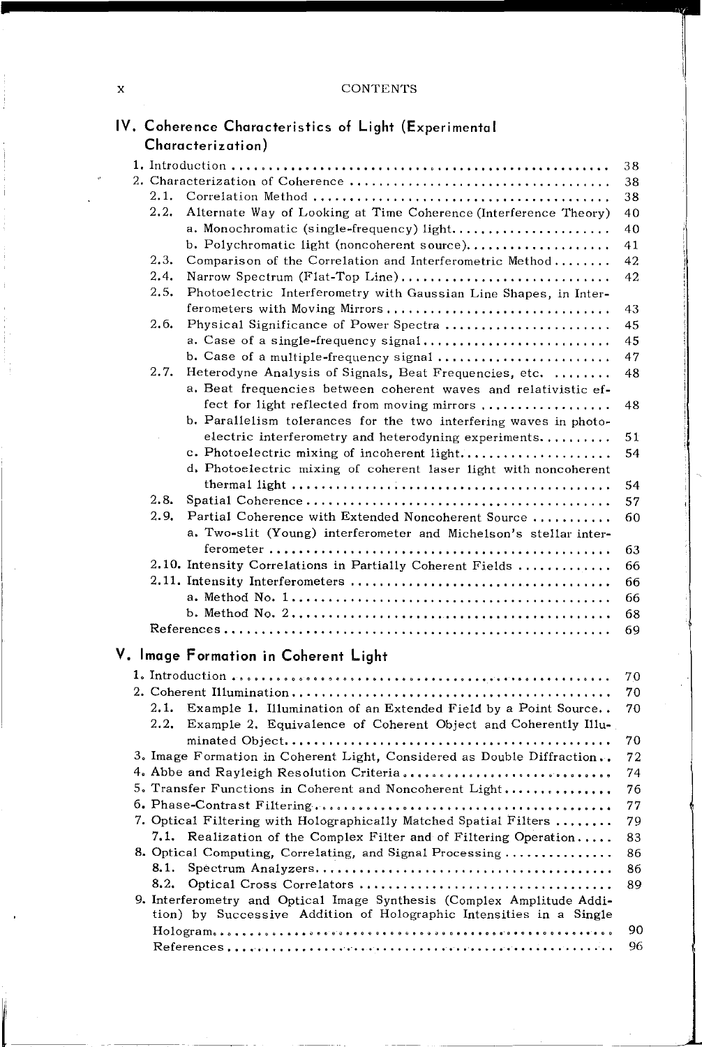## IV. Coherence Characteristics of Light (Experimental Characterization)

1. Introduction ........................................ 38
2. Characterization of Coherence ........................................ 38
   - 2.1. Correlation Method ........................................ 38
   - 2.2. Alternate Way of Looking at Time Coherence (Interference Theory) 40
     - a. Monochromatic (single-frequency) light........................................ 40
     - b. Polychromatic light (noncoherent source)........................................ 41
   - 2.3. Comparison of the Correlation and Interferometric Method........ 42
   - 2.4. Narrow Spectrum (Flat-Top Line)........................................ 42
   - 2.5. Photoelectric Interferometry with Gaussian Line Shapes, in Interferometers with Moving Mirrors........................................ 43
   - 2.6. Physical Significance of Power Spectra........................................ 45
     - a. Case of a single-frequency signal........................................ 45
     - b. Case of a multiple-frequency signal........................................ 47
   - 2.7. Heterodyne Analysis of Signals, Beat Frequencies, etc. ........ 48
     - a. Beat frequencies between coherent waves and relativistic effect for light reflected from moving mirrors........................................ 48
     - b. Parallelism tolerances for the two interfering waves in photoelectric interferometry and heterodyning experiments.......... 51
     - c. Photoelectric mixing of incoherent light........................................ 54
     - d. Photoelectric mixing of coherent laser light with noncoherent thermal light........................................ 54
   - 2.8. Spatial Coherence........................................ 57
   - 2.9. Partial Coherence with Extended Noncoherent Source........... 60
     - a. Two-slit (Young) interferometer and Michelson's stellar interferometer........................................ 63
   - 2.10. Intensity Correlations in Partially Coherent Fields............. 66
   - 2.11. Intensity Interferometers........................................ 66
     - a. Method No. 1........................................ 66
     - b. Method No. 2........................................ 68
   - References........................................ 69

## V. Image Formation in Coherent Light

1. Introduction........................................ 70
2. Coherent Illumination........................................ 70
   - 2.1. Example 1. Illumination of an Extended Field by a Point Source.. 70
   - 2.2. Example 2. Equivalence of Coherent Object and Coherently Illuminated Object........................................ 70
3. Image Formation in Coherent Light, Considered as Double Diffraction.. 72
4. Abbe and Rayleigh Resolution Criteria........................................ 74
5. Transfer Functions in Coherent and Noncoherent Light.............. 76
6. Phase-Contrast Filtering........................................ 77
7. Optical Filtering with Holographically Matched Spatial Filters........ 79
   - 7.1. Realization of the Complex Filter and of Filtering Operation..... 83
8. Optical Computing, Correlating, and Signal Processing.............. 86
   - 8.1. Spectrum Analyzers........................................ 86
   - 8.2. Optical Cross Correlators........................................ 89
9. Interferometry and Optical Image Synthesis (Complex Amplitude Addition) by Successive Addition of Holographic Intensities in a Single Hologram........................................ 90
   - References........................................ 96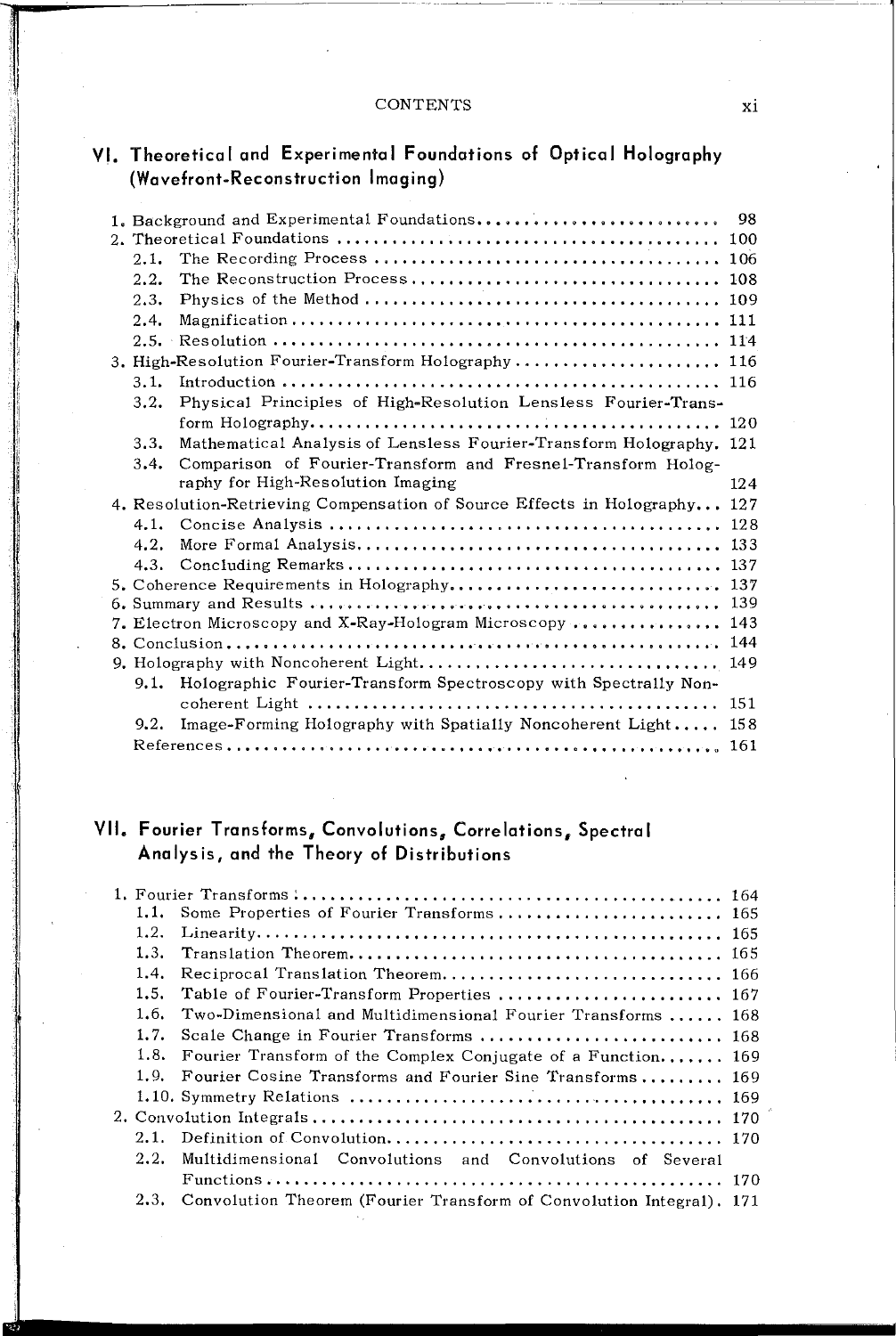## VI. Theoretical and Experimental Foundations of Optical Holography (Wavefront-Reconstruction Imaging)

1. Background and Experimental Foundations .......... 98
2. Theoretical Foundations .......... 100
   - 2.1. The Recording Process .......... 106
   - 2.2. The Reconstruction Process .......... 108
   - 2.3. Physics of the Method .......... 109
   - 2.4. Magnification .......... 111
   - 2.5. Resolution .......... 114
3. High-Resolution Fourier-Transform Holography .......... 116
   - 3.1. Introduction .......... 116
   - 3.2. Physical Principles of High-Resolution Lensless Fourier-Transform Holography .......... 120
   - 3.3. Mathematical Analysis of Lensless Fourier-Transform Holography. 121
   - 3.4. Comparison of Fourier-Transform and Fresnel-Transform Holography for High-Resolution Imaging 124
4. Resolution-Retrieving Compensation of Source Effects in Holography... 127
   - 4.1. Concise Analysis .......... 128
   - 4.2. More Formal Analysis .......... 133
   - 4.3. Concluding Remarks .......... 137
5. Coherence Requirements in Holography .......... 137
6. Summary and Results .......... 139
7. Electron Microscopy and X-Ray-Hologram Microscopy .......... 143
8. Conclusion .......... 144
9. Holography with Noncoherent Light .......... 149
   - 9.1. Holographic Fourier-Transform Spectroscopy with Spectrally Noncoherent Light .......... 151
   - 9.2. Image-Forming Holography with Spatially Noncoherent Light ..... 158

References .......... 161

## VII. Fourier Transforms, Convolutions, Correlations, Spectral Analysis, and the Theory of Distributions

1. Fourier Transforms .......... 164
   - 1.1. Some Properties of Fourier Transforms .......... 165
   - 1.2. Linearity .......... 165
   - 1.3. Translation Theorem .......... 165
   - 1.4. Reciprocal Translation Theorem .......... 166
   - 1.5. Table of Fourier-Transform Properties .......... 167
   - 1.6. Two-Dimensional and Multidimensional Fourier Transforms ...... 168
   - 1.7. Scale Change in Fourier Transforms .......... 168
   - 1.8. Fourier Transform of the Complex Conjugate of a Function ....... 169
   - 1.9. Fourier Cosine Transforms and Fourier Sine Transforms .......... 169
   - 1.10. Symmetry Relations .......... 169
2. Convolution Integrals .......... 170
   - 2.1. Definition of Convolution .......... 170
   - 2.2. Multidimensional Convolutions and Convolutions of Several Functions .......... 170
   - 2.3. Convolution Theorem (Fourier Transform of Convolution Integral). 171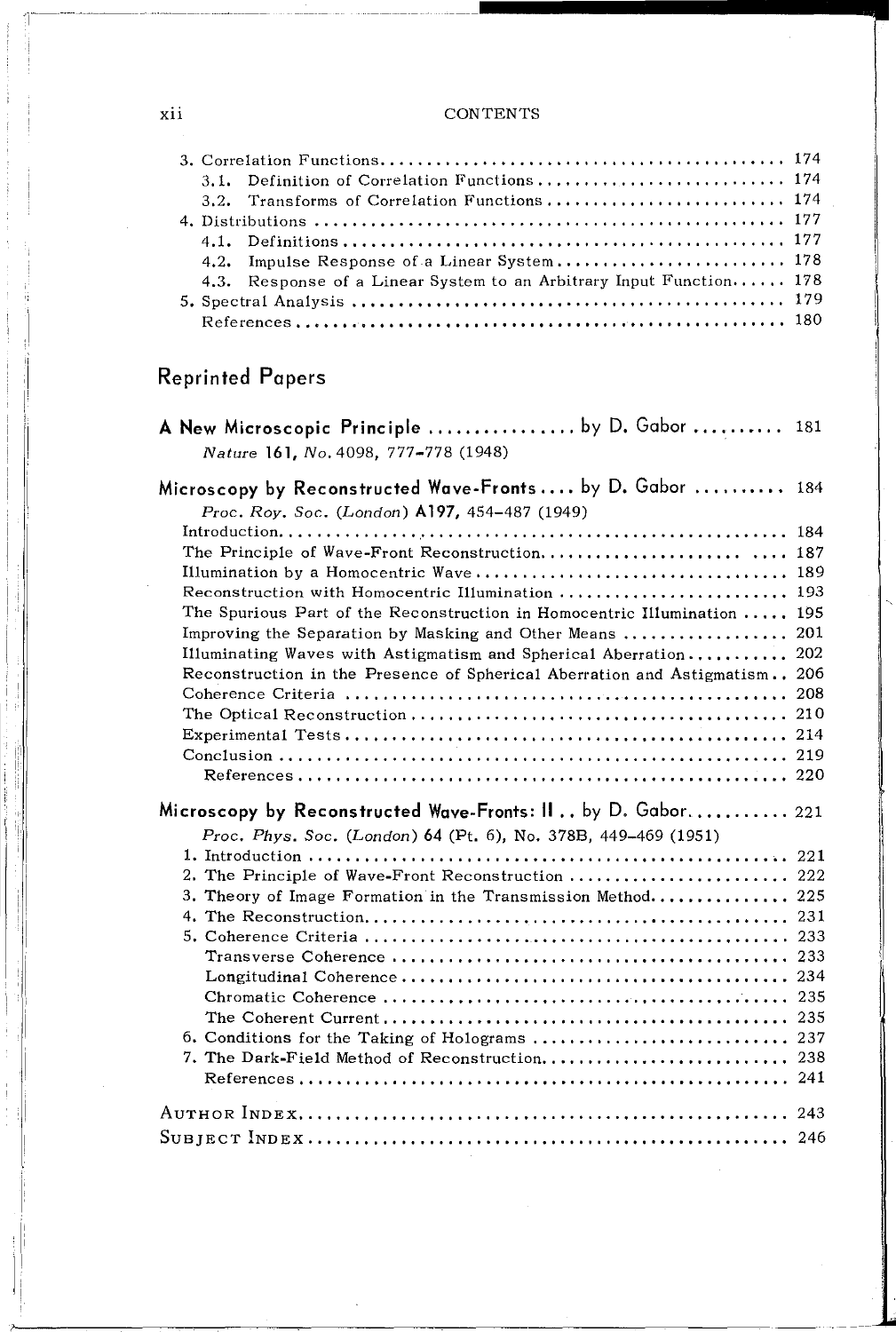3. Correlation Functions ........ 174
   - 3.1. Definition of Correlation Functions ........ 174
   - 3.2. Transforms of Correlation Functions ........ 174
4. Distributions ........ 177
   - 4.1. Definitions ........ 177
   - 4.2. Impulse Response of a Linear System ........ 178
   - 4.3. Response of a Linear System to an Arbitrary Input Function ...... 178
5. Spectral Analysis ........ 179

   References ........ 180

## Reprinted Papers

**A New Microscopic Principle** ........ by D. Gabor ........ 181
*Nature* **161**, *No.* 4098, 777–778 (1948)

**Microscopy by Reconstructed Wave-Fronts** .... by D. Gabor ........ 184
*Proc. Roy. Soc.* (*London*) **A197**, 454–487 (1949)

- Introduction ........ 184
- The Principle of Wave-Front Reconstruction ........ 187
- Illumination by a Homocentric Wave ........ 189
- Reconstruction with Homocentric Illumination ........ 193
- The Spurious Part of the Reconstruction in Homocentric Illumination ..... 195
- Improving the Separation by Masking and Other Means ........ 201
- Illuminating Waves with Astigmatism and Spherical Aberration ........ 202
- Reconstruction in the Presence of Spherical Aberration and Astigmatism .. 206
- Coherence Criteria ........ 208
- The Optical Reconstruction ........ 210
- Experimental Tests ........ 214
- Conclusion ........ 219
  - References ........ 220

**Microscopy by Reconstructed Wave-Fronts: II** .. by D. Gabor ........ 221
*Proc. Phys. Soc.* (*London*) 64 (Pt. 6), No. 378B, 449–469 (1951)

1. Introduction ........ 221
2. The Principle of Wave-Front Reconstruction ........ 222
3. Theory of Image Formation in the Transmission Method ........ 225
4. The Reconstruction ........ 231
5. Coherence Criteria ........ 233
   - Transverse Coherence ........ 233
   - Longitudinal Coherence ........ 234
   - Chromatic Coherence ........ 235
   - The Coherent Current ........ 235
6. Conditions for the Taking of Holograms ........ 237
7. The Dark-Field Method of Reconstruction ........ 238

   References ........ 241

AUTHOR INDEX ........ 243

SUBJECT INDEX ........ 246